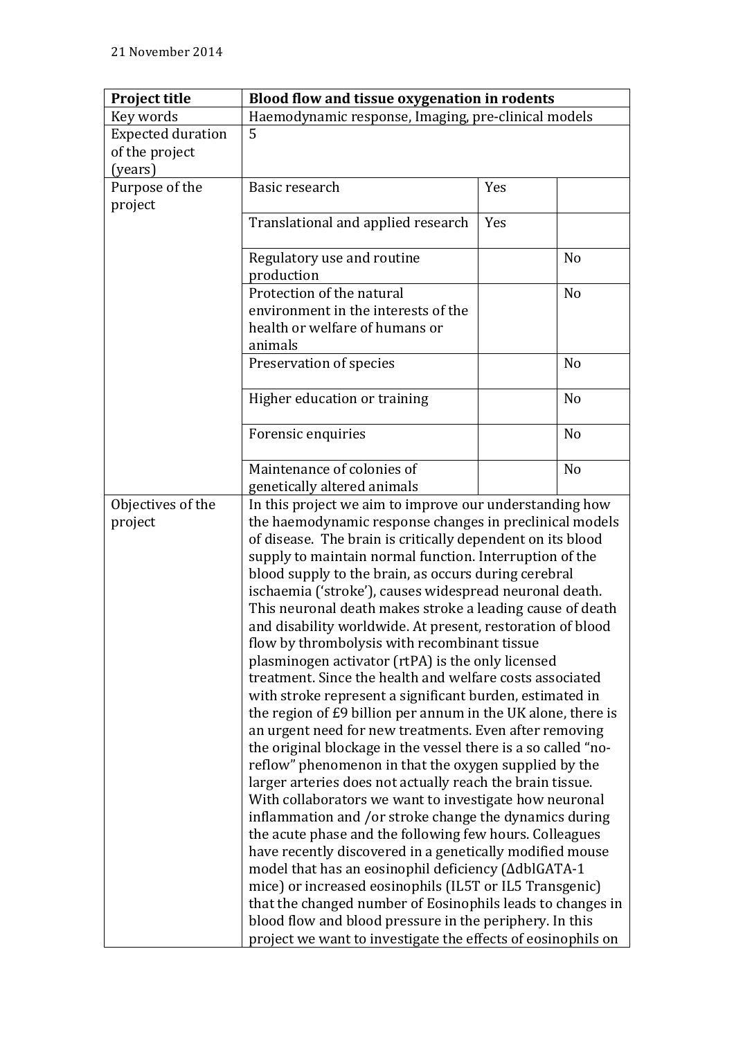21 November 2014

| Project title | Blood flow and tissue oxygenation in rodents | | |
| --- | --- | --- | --- |
| Key words | Haemodynamic response, Imaging, pre-clinical models | | |
| Expected duration of the project (years) | 5 | | |
| Purpose of the project | Basic research | Yes | |
| | Translational and applied research | Yes | |
| | Regulatory use and routine production | | No |
| | Protection of the natural environment in the interests of the health or welfare of humans or animals | | No |
| | Preservation of species | | No |
| | Higher education or training | | No |
| | Forensic enquiries | | No |
| | Maintenance of colonies of genetically altered animals | | No |
| Objectives of the project | In this project we aim to improve our understanding how the haemodynamic response changes in preclinical models of disease. The brain is critically dependent on its blood supply to maintain normal function. Interruption of the blood supply to the brain, as occurs during cerebral ischaemia ('stroke'), causes widespread neuronal death. This neuronal death makes stroke a leading cause of death and disability worldwide. At present, restoration of blood flow by thrombolysis with recombinant tissue plasminogen activator (rtPA) is the only licensed treatment. Since the health and welfare costs associated with stroke represent a significant burden, estimated in the region of £9 billion per annum in the UK alone, there is an urgent need for new treatments. Even after removing the original blockage in the vessel there is a so called "no-reflow" phenomenon in that the oxygen supplied by the larger arteries does not actually reach the brain tissue. With collaborators we want to investigate how neuronal inflammation and /or stroke change the dynamics during the acute phase and the following few hours. Colleagues have recently discovered in a genetically modified mouse model that has an eosinophil deficiency (ΔdblGATA-1 mice) or increased eosinophils (IL5T or IL5 Transgenic) that the changed number of Eosinophils leads to changes in blood flow and blood pressure in the periphery. In this project we want to investigate the effects of eosinophils on | | |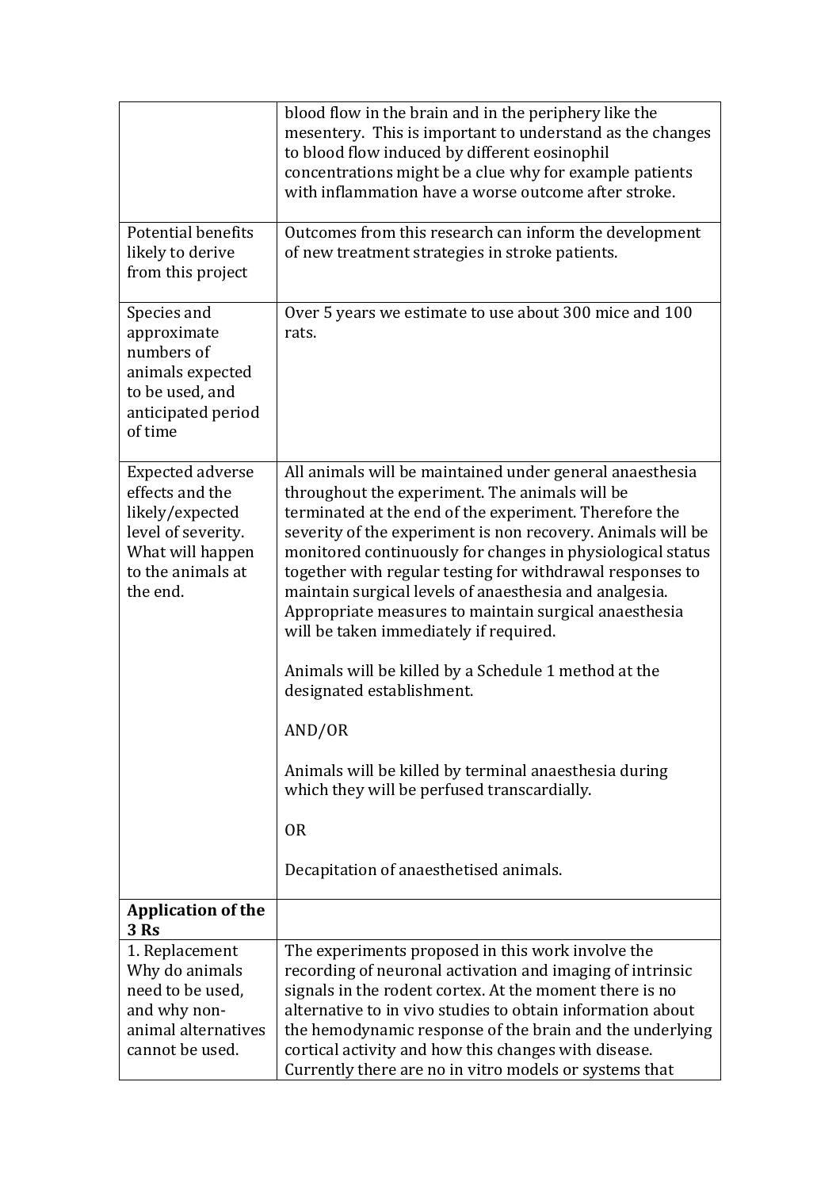| | |
|---|---|
| | blood flow in the brain and in the periphery like the mesentery. This is important to understand as the changes to blood flow induced by different eosinophil concentrations might be a clue why for example patients with inflammation have a worse outcome after stroke. |
| Potential benefits likely to derive from this project | Outcomes from this research can inform the development of new treatment strategies in stroke patients. |
| Species and approximate numbers of animals expected to be used, and anticipated period of time | Over 5 years we estimate to use about 300 mice and 100 rats. |
| Expected adverse effects and the likely/expected level of severity. What will happen to the animals at the end. | All animals will be maintained under general anaesthesia throughout the experiment. The animals will be terminated at the end of the experiment. Therefore the severity of the experiment is non recovery. Animals will be monitored continuously for changes in physiological status together with regular testing for withdrawal responses to maintain surgical levels of anaesthesia and analgesia. Appropriate measures to maintain surgical anaesthesia will be taken immediately if required.<br><br>Animals will be killed by a Schedule 1 method at the designated establishment.<br><br>AND/OR<br><br>Animals will be killed by terminal anaesthesia during which they will be perfused transcardially.<br><br>OR<br><br>Decapitation of anaesthetised animals. |
| **Application of the 3 Rs** | |
| 1. Replacement<br>Why do animals need to be used, and why non-animal alternatives cannot be used. | The experiments proposed in this work involve the recording of neuronal activation and imaging of intrinsic signals in the rodent cortex. At the moment there is no alternative to in vivo studies to obtain information about the hemodynamic response of the brain and the underlying cortical activity and how this changes with disease. Currently there are no in vitro models or systems that |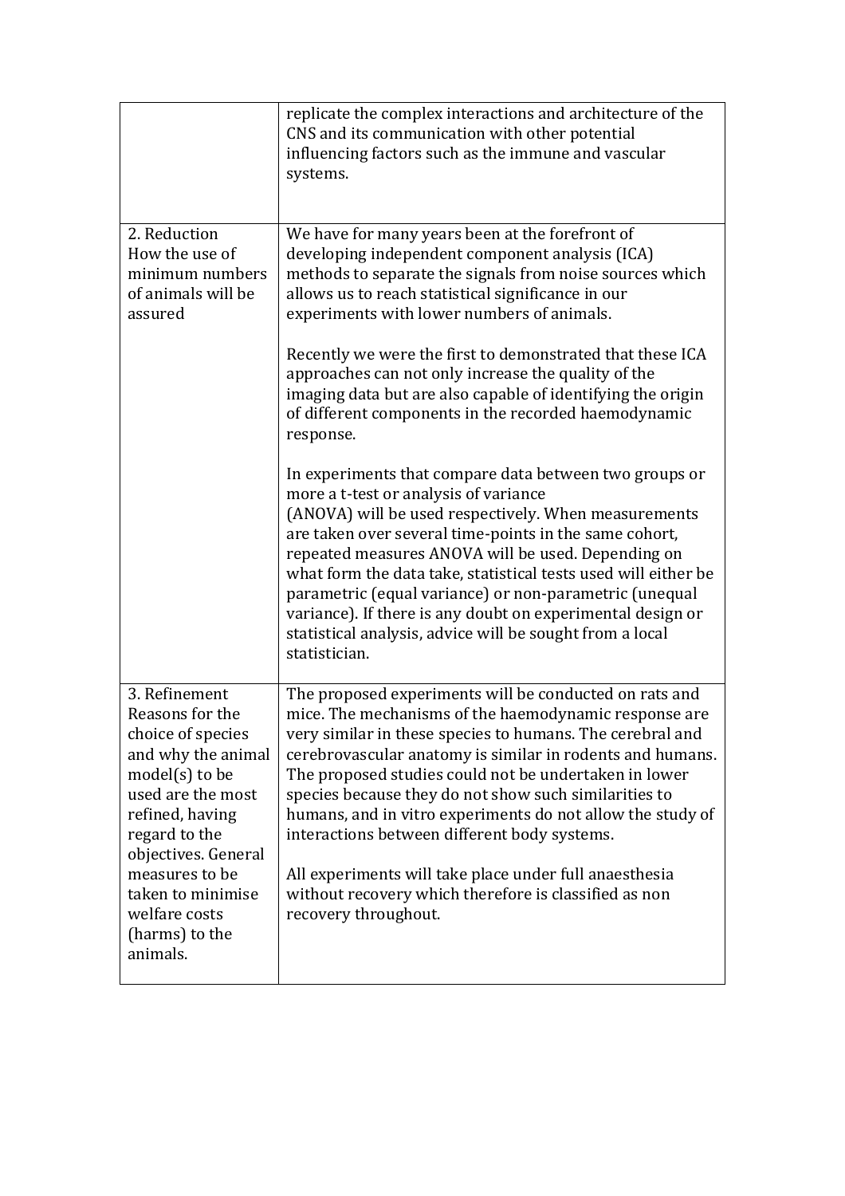| | |
|---|---|
| | replicate the complex interactions and architecture of the CNS and its communication with other potential influencing factors such as the immune and vascular systems. |
| 2. Reduction<br>How the use of minimum numbers of animals will be assured | We have for many years been at the forefront of developing independent component analysis (ICA) methods to separate the signals from noise sources which allows us to reach statistical significance in our experiments with lower numbers of animals.<br><br>Recently we were the first to demonstrated that these ICA approaches can not only increase the quality of the imaging data but are also capable of identifying the origin of different components in the recorded haemodynamic response.<br><br>In experiments that compare data between two groups or more a t-test or analysis of variance (ANOVA) will be used respectively. When measurements are taken over several time-points in the same cohort, repeated measures ANOVA will be used. Depending on what form the data take, statistical tests used will either be parametric (equal variance) or non-parametric (unequal variance). If there is any doubt on experimental design or statistical analysis, advice will be sought from a local statistician. |
| 3. Refinement<br>Reasons for the choice of species and why the animal model(s) to be used are the most refined, having regard to the objectives. General measures to be taken to minimise welfare costs (harms) to the animals. | The proposed experiments will be conducted on rats and mice. The mechanisms of the haemodynamic response are very similar in these species to humans. The cerebral and cerebrovascular anatomy is similar in rodents and humans. The proposed studies could not be undertaken in lower species because they do not show such similarities to humans, and in vitro experiments do not allow the study of interactions between different body systems.<br><br>All experiments will take place under full anaesthesia without recovery which therefore is classified as non recovery throughout. |